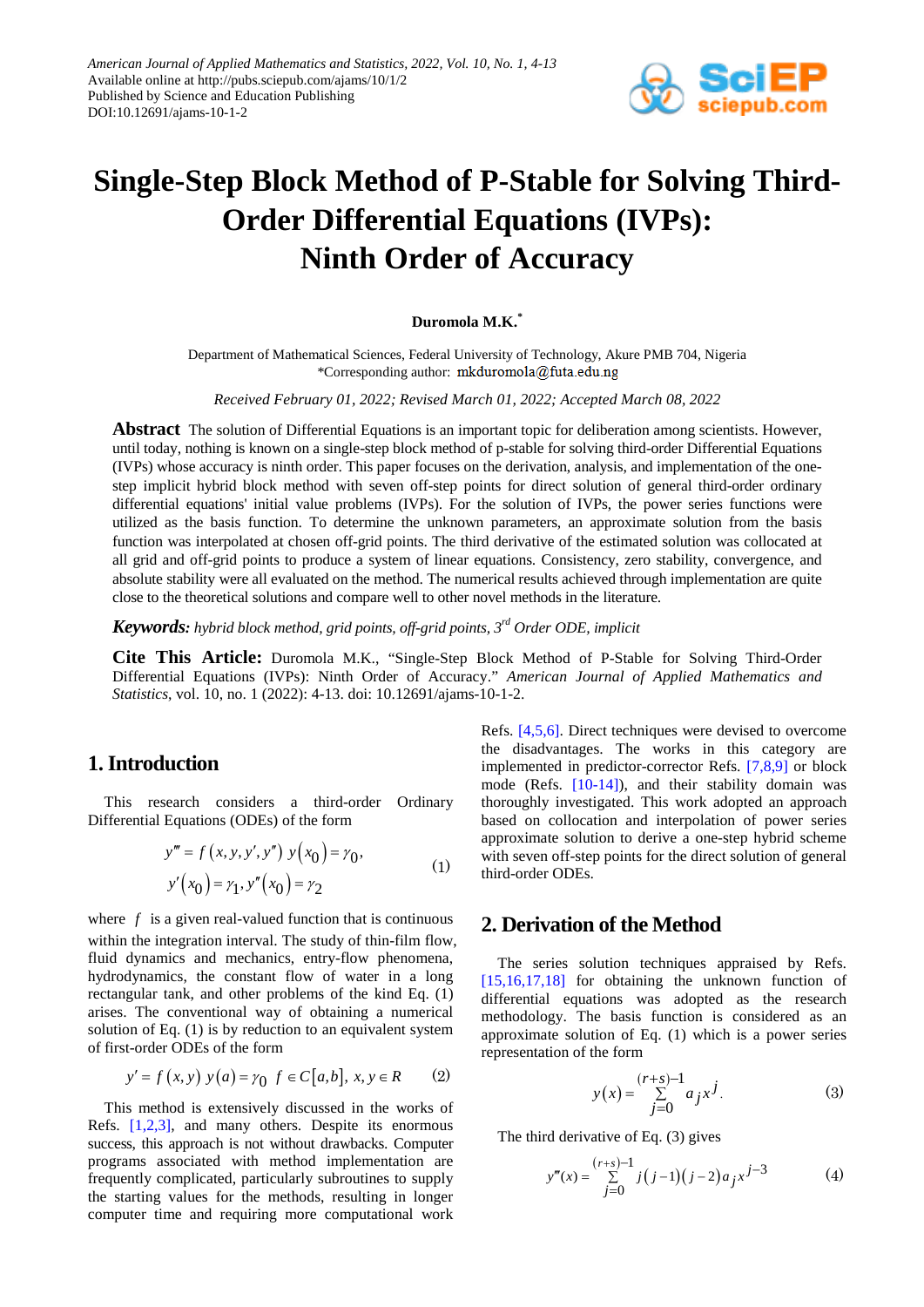American Journal of Applied Mathematics and Statistics, 2022, Vol. 10, No. 1, 4-13
Available online at http://pubs.sciepub.com/ajams/10/1/2
Published by Science and Education Publishing
DOI:10.12691/ajams-10-1-2

# Single-Step Block Method of P-Stable for Solving Third-Order Differential Equations (IVPs): Ninth Order of Accuracy

**Duromola M.K.***

Department of Mathematical Sciences, Federal University of Technology, Akure PMB 704, Nigeria
*Corresponding author: mkduromola@futa.edu.ng

*Received February 01, 2022; Revised March 01, 2022; Accepted March 08, 2022*

**Abstract** The solution of Differential Equations is an important topic for deliberation among scientists. However, until today, nothing is known on a single-step block method of p-stable for solving third-order Differential Equations (IVPs) whose accuracy is ninth order. This paper focuses on the derivation, analysis, and implementation of the one-step implicit hybrid block method with seven off-step points for direct solution of general third-order ordinary differential equations' initial value problems (IVPs). For the solution of IVPs, the power series functions were utilized as the basis function. To determine the unknown parameters, an approximate solution from the basis function was interpolated at chosen off-grid points. The third derivative of the estimated solution was collocated at all grid and off-grid points to produce a system of linear equations. Consistency, zero stability, convergence, and absolute stability were all evaluated on the method. The numerical results achieved through implementation are quite close to the theoretical solutions and compare well to other novel methods in the literature.

***Keywords:*** *hybrid block method, grid points, off-grid points, 3rd Order ODE, implicit*

**Cite This Article:** Duromola M.K., "Single-Step Block Method of P-Stable for Solving Third-Order Differential Equations (IVPs): Ninth Order of Accuracy." *American Journal of Applied Mathematics and Statistics*, vol. 10, no. 1 (2022): 4-13. doi: 10.12691/ajams-10-1-2.

## 1. Introduction

This research considers a third-order Ordinary Differential Equations (ODEs) of the form

$$y''' = f\left(x, y, y', y''\right)\; y\left(x_0\right) = \gamma_0,\quad y'\left(x_0\right) = \gamma_1, y''\left(x_0\right) = \gamma_2 \tag{1}$$

where $f$ is a given real-valued function that is continuous within the integration interval. The study of thin-film flow, fluid dynamics and mechanics, entry-flow phenomena, hydrodynamics, the constant flow of water in a long rectangular tank, and other problems of the kind Eq. (1) arises. The conventional way of obtaining a numerical solution of Eq. (1) is by reduction to an equivalent system of first-order ODEs of the form

$$y' = f\left(x, y\right)\; y\left(a\right) = \gamma_0 \;\; f \in C\left[a,b\right],\; x, y \in R \tag{2}$$

This method is extensively discussed in the works of Refs. [1,2,3], and many others. Despite its enormous success, this approach is not without drawbacks. Computer programs associated with method implementation are frequently complicated, particularly subroutines to supply the starting values for the methods, resulting in longer computer time and requiring more computational work Refs. [4,5,6]. Direct techniques were devised to overcome the disadvantages. The works in this category are implemented in predictor-corrector Refs. [7,8,9] or block mode (Refs. [10-14]), and their stability domain was thoroughly investigated. This work adopted an approach based on collocation and interpolation of power series approximate solution to derive a one-step hybrid scheme with seven off-step points for the direct solution of general third-order ODEs.

## 2. Derivation of the Method

The series solution techniques appraised by Refs. [15,16,17,18] for obtaining the unknown function of differential equations was adopted as the research methodology. The basis function is considered as an approximate solution of Eq. (1) which is a power series representation of the form

$$y\left(x\right) = \sum_{j=0}^{(r+s)-1} a_j x^j. \tag{3}$$

The third derivative of Eq. (3) gives

$$y'''(x) = \sum_{j=0}^{(r+s)-1} j\left(j-1\right)\left(j-2\right) a_j x^{j-3} \tag{4}$$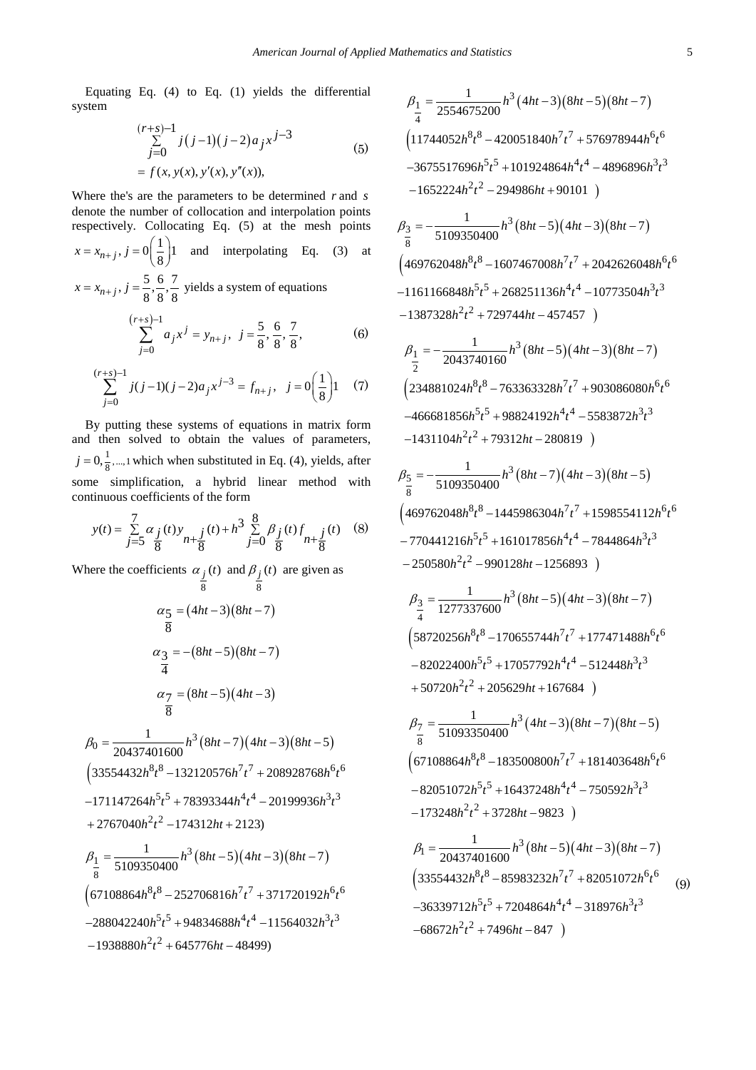Equating Eq. (4) to Eq. (1) yields the differential system

$$\sum_{j=0}^{(r+s)-1} j(j-1)(j-2)a_j x^{j-3} = f(x, y(x), y'(x), y''(x)), \tag{5}$$

Where the's are the parameters to be determined $r$ and $s$ denote the number of collocation and interpolation points respectively. Collocating Eq. (5) at the mesh points $x = x_{n+j}, j = 0\left(\frac{1}{8}\right)1$ and interpolating Eq. (3) at $x = x_{n+j}, j = \frac{5}{8}, \frac{6}{8}, \frac{7}{8}$ yields a system of equations

$$\sum_{j=0}^{(r+s)-1} a_j x^j = y_{n+j}, \quad j = \frac{5}{8}, \frac{6}{8}, \frac{7}{8}, \tag{6}$$

$$\sum_{j=0}^{(r+s)-1} j(j-1)(j-2)a_j x^{j-3} = f_{n+j}, \quad j = 0\left(\frac{1}{8}\right)1 \tag{7}$$

By putting these systems of equations in matrix form and then solved to obtain the values of parameters, $j = 0, \frac{1}{8}, \ldots, 1$ which when substituted in Eq. (4), yields, after some simplification, a hybrid linear method with continuous coefficients of the form

$$y(t) = \sum_{j=5}^{7} \alpha_{\frac{j}{8}}(t) y_{n+\frac{j}{8}}(t) + h^3 \sum_{j=0}^{8} \beta_{\frac{j}{8}}(t) f_{n+\frac{j}{8}}(t) \tag{8}$$

Where the coefficients $\alpha_{\frac{j}{8}}(t)$ and $\beta_{\frac{j}{8}}(t)$ are given as

$$\alpha_{\frac{5}{8}} = (4ht-3)(8ht-7)$$

$$\alpha_{\frac{3}{4}} = -(8ht-5)(8ht-7)$$

$$\alpha_{\frac{7}{8}} = (8ht-5)(4ht-3)$$

$$\beta_0 = \frac{1}{20437401600} h^3 (8ht-7)(4ht-3)(8ht-5) \Big(33554432h^8t^8 - 132120576h^7t^7 + 208928768h^6t^6 - 171147264h^5t^5 + 78393344h^4t^4 - 20199936h^3t^3 + 2767040h^2t^2 - 174312ht + 2123\Big)$$

$$\beta_{\frac{1}{8}} = \frac{1}{5109350400} h^3 (8ht-5)(4ht-3)(8ht-7) \Big(67108864h^8t^8 - 252706816h^7t^7 + 371720192h^6t^6 - 288042240h^5t^5 + 94834688h^4t^4 - 11564032h^3t^3 - 1938880h^2t^2 + 645776ht - 48499\Big)$$

$$\beta_{\frac{1}{4}} = \frac{1}{2554675200} h^3 (4ht-3)(8ht-5)(8ht-7) \Big(11744052h^8t^8 - 420051840h^7t^7 + 576978944h^6t^6 - 3675517696h^5t^5 + 101924864h^4t^4 - 4896896h^3t^3 - 1652224h^2t^2 - 294986ht + 90101\Big)$$

$$\beta_{\frac{3}{8}} = -\frac{1}{5109350400} h^3 (8ht-5)(4ht-3)(8ht-7) \Big(469762048h^8t^8 - 1607467008h^7t^7 + 2042626048h^6t^6 - 1161166848h^5t^5 + 268251136h^4t^4 - 10773504h^3t^3 - 1387328h^2t^2 + 729744ht - 457457\Big)$$

$$\beta_{\frac{1}{2}} = -\frac{1}{2043740160} h^3 (8ht-5)(4ht-3)(8ht-7) \Big(234881024h^8t^8 - 763363328h^7t^7 + 903086080h^6t^6 - 466681856h^5t^5 + 98824192h^4t^4 - 5583872h^3t^3 - 1431104h^2t^2 + 79312ht - 280819\Big)$$

$$\beta_{\frac{5}{8}} = -\frac{1}{5109350400} h^3 (8ht-7)(4ht-3)(8ht-5) \Big(469762048h^8t^8 - 1445986304h^7t^7 + 1598554112h^6t^6 - 770441216h^5t^5 + 161017856h^4t^4 - 7844864h^3t^3 - 250580h^2t^2 - 990128ht - 1256893\Big)$$

$$\beta_{\frac{3}{4}} = \frac{1}{1277337600} h^3 (8ht-5)(4ht-3)(8ht-7) \Big(58720256h^8t^8 - 170655744h^7t^7 + 177471488h^6t^6 - 82022400h^5t^5 + 17057792h^4t^4 - 512448h^3t^3 + 50720h^2t^2 + 205629ht + 167684\Big)$$

$$\beta_{\frac{7}{8}} = \frac{1}{51093350400} h^3 (4ht-3)(8ht-7)(8ht-5) \Big(67108864h^8t^8 - 183500800h^7t^7 + 181403648h^6t^6 - 82051072h^5t^5 + 16437248h^4t^4 - 750592h^3t^3 - 173248h^2t^2 + 3728ht - 9823\Big)$$

$$\beta_1 = \frac{1}{20437401600} h^3 (8ht-5)(4ht-3)(8ht-7) \Big(33554432h^8t^8 - 85983232h^7t^7 + 82051072h^6t^6 - 36339712h^5t^5 + 7204864h^4t^4 - 318976h^3t^3 - 68672h^2t^2 + 7496ht - 847\Big) \tag{9}$$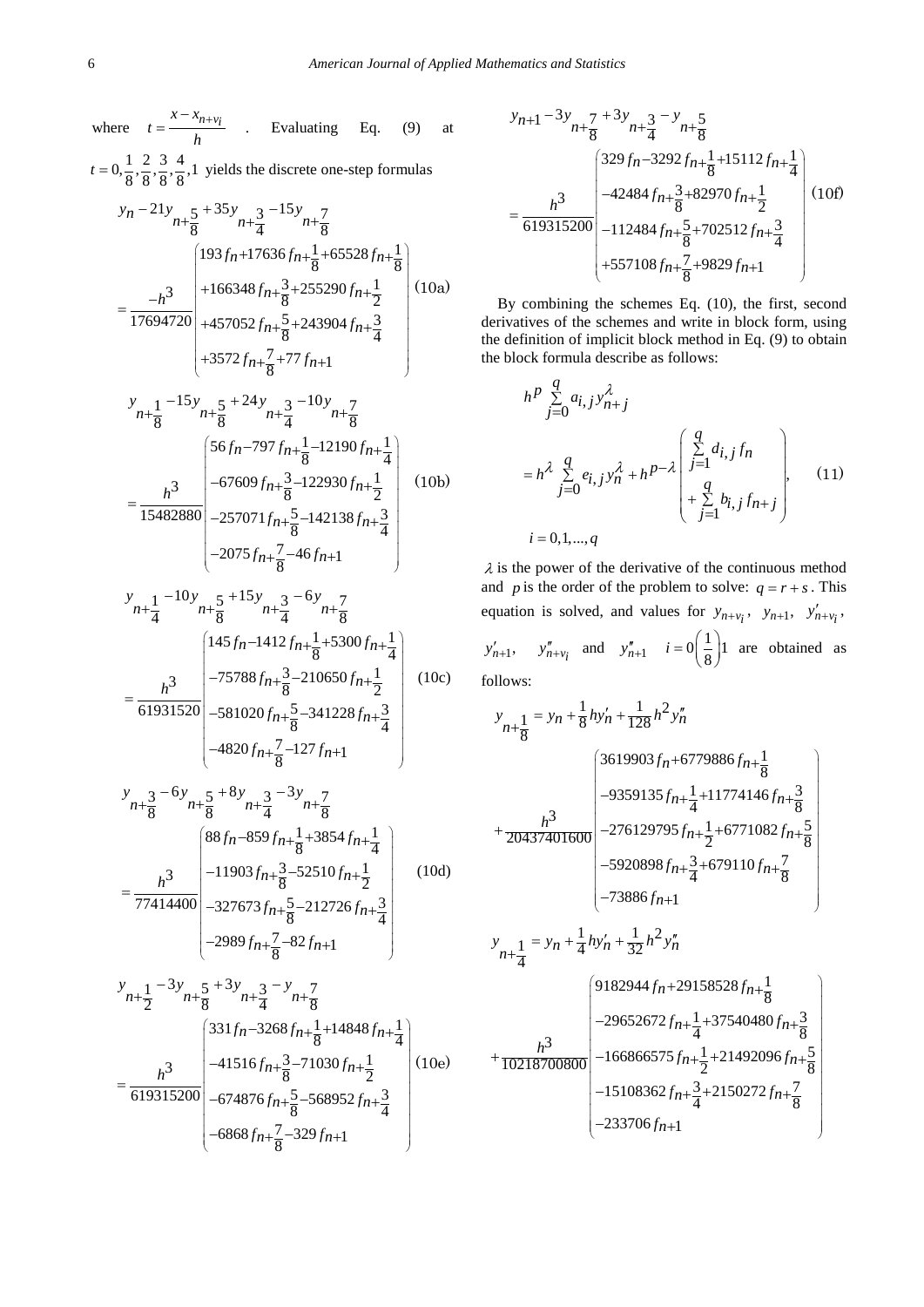where $t = \dfrac{x - x_{n+v_i}}{h}$ . Evaluating Eq. (9) at $t = 0, \frac{1}{8}, \frac{2}{8}, \frac{3}{8}, \frac{4}{8}, 1$ yields the discrete one-step formulas

$$y_n - 21y_{n+\frac{5}{8}} + 35y_{n+\frac{3}{4}} - 15y_{n+\frac{7}{8}} = \frac{-h^3}{17694720}\begin{pmatrix} 193f_n + 17636f_{n+\frac{1}{8}} + 65528f_{n+\frac{1}{8}} \\ +166348f_{n+\frac{3}{8}} + 255290f_{n+\frac{1}{2}} \\ +457052f_{n+\frac{5}{8}} + 243904f_{n+\frac{3}{4}} \\ +3572f_{n+\frac{7}{8}} + 77f_{n+1} \end{pmatrix} \quad (10a)$$

$$y_{n+\frac{1}{8}} - 15y_{n+\frac{5}{8}} + 24y_{n+\frac{3}{4}} - 10y_{n+\frac{7}{8}} = \frac{h^3}{15482880}\begin{pmatrix} 56f_n - 797f_{n+\frac{1}{8}} - 12190f_{n+\frac{1}{4}} \\ -67609f_{n+\frac{3}{8}} - 122930f_{n+\frac{1}{2}} \\ -257071f_{n+\frac{5}{8}} - 142138f_{n+\frac{3}{4}} \\ -2075f_{n+\frac{7}{8}} - 46f_{n+1} \end{pmatrix} \quad (10b)$$

$$y_{n+\frac{1}{4}} - 10y_{n+\frac{5}{8}} + 15y_{n+\frac{3}{4}} - 6y_{n+\frac{7}{8}} = \frac{h^3}{61931520}\begin{pmatrix} 145f_n - 1412f_{n+\frac{1}{8}} + 5300f_{n+\frac{1}{4}} \\ -75788f_{n+\frac{3}{8}} - 210650f_{n+\frac{1}{2}} \\ -581020f_{n+\frac{5}{8}} - 341228f_{n+\frac{3}{4}} \\ -4820f_{n+\frac{7}{8}} - 127f_{n+1} \end{pmatrix} \quad (10c)$$

$$y_{n+\frac{3}{8}} - 6y_{n+\frac{5}{8}} + 8y_{n+\frac{3}{4}} - 3y_{n+\frac{7}{8}} = \frac{h^3}{77414400}\begin{pmatrix} 88f_n - 859f_{n+\frac{1}{8}} + 3854f_{n+\frac{1}{4}} \\ -11903f_{n+\frac{3}{8}} - 52510f_{n+\frac{1}{2}} \\ -327673f_{n+\frac{5}{8}} - 212726f_{n+\frac{3}{4}} \\ -2989f_{n+\frac{7}{8}} - 82f_{n+1} \end{pmatrix} \quad (10d)$$

$$y_{n+\frac{1}{2}} - 3y_{n+\frac{5}{8}} + 3y_{n+\frac{3}{4}} - y_{n+\frac{7}{8}} = \frac{h^3}{619315200}\begin{pmatrix} 331f_n - 3268f_{n+\frac{1}{8}} + 14848f_{n+\frac{1}{4}} \\ -41516f_{n+\frac{3}{8}} - 71030f_{n+\frac{1}{2}} \\ -674876f_{n+\frac{5}{8}} - 568952f_{n+\frac{3}{4}} \\ -6868f_{n+\frac{7}{8}} - 329f_{n+1} \end{pmatrix} \quad (10e)$$

$$y_{n+1} - 3y_{n+\frac{7}{8}} + 3y_{n+\frac{3}{4}} - y_{n+\frac{5}{8}} = \frac{h^3}{619315200}\begin{pmatrix} 329f_n - 3292f_{n+\frac{1}{8}} + 15112f_{n+\frac{1}{4}} \\ -42484f_{n+\frac{3}{8}} + 82970f_{n+\frac{1}{2}} \\ -112484f_{n+\frac{5}{8}} + 702512f_{n+\frac{3}{4}} \\ +557108f_{n+\frac{7}{8}} + 9829f_{n+1} \end{pmatrix} \quad (10f)$$

By combining the schemes Eq. (10), the first, second derivatives of the schemes and write in block form, using the definition of implicit block method in Eq. (9) to obtain the block formula describe as follows:

$$h^p \sum_{j=0}^{q} a_{i,j} y_{n+j}^{\lambda} = h^{\lambda} \sum_{j=0}^{q} e_{i,j} y_n^{\lambda} + h^{p-\lambda}\begin{pmatrix} \sum_{j=1}^{q} d_{i,j} f_n \\ + \sum_{j=1}^{q} b_{i,j} f_{n+j} \end{pmatrix}, \quad (11)$$

$$i = 0,1,...,q$$

$\lambda$ is the power of the derivative of the continuous method and $p$ is the order of the problem to solve: $q = r + s$. This equation is solved, and values for $y_{n+v_i}$, $y_{n+1}$, $y'_{n+v_i}$, $y'_{n+1}$, $y''_{n+v_i}$ and $y''_{n+1}$ $i = 0\left(\frac{1}{8}\right)1$ are obtained as follows:

$$y_{n+\frac{1}{8}} = y_n + \frac{1}{8}hy'_n + \frac{1}{128}h^2 y''_n + \frac{h^3}{20437401600}\begin{pmatrix} 3619903f_n + 6779886f_{n+\frac{1}{8}} \\ -9359135f_{n+\frac{1}{4}} + 11774146f_{n+\frac{3}{8}} \\ -276129795f_{n+\frac{1}{2}} + 6771082f_{n+\frac{5}{8}} \\ -5920898f_{n+\frac{3}{4}} + 679110f_{n+\frac{7}{8}} \\ -73886f_{n+1} \end{pmatrix}$$

$$y_{n+\frac{1}{4}} = y_n + \frac{1}{4}hy'_n + \frac{1}{32}h^2 y''_n + \frac{h^3}{10218700800}\begin{pmatrix} 9182944f_n + 29158528f_{n+\frac{1}{8}} \\ -29652672f_{n+\frac{1}{4}} + 37540480f_{n+\frac{3}{8}} \\ -166866575f_{n+\frac{1}{2}} + 21492096f_{n+\frac{5}{8}} \\ -15108362f_{n+\frac{3}{4}} + 2150272f_{n+\frac{7}{8}} \\ -233706f_{n+1} \end{pmatrix}$$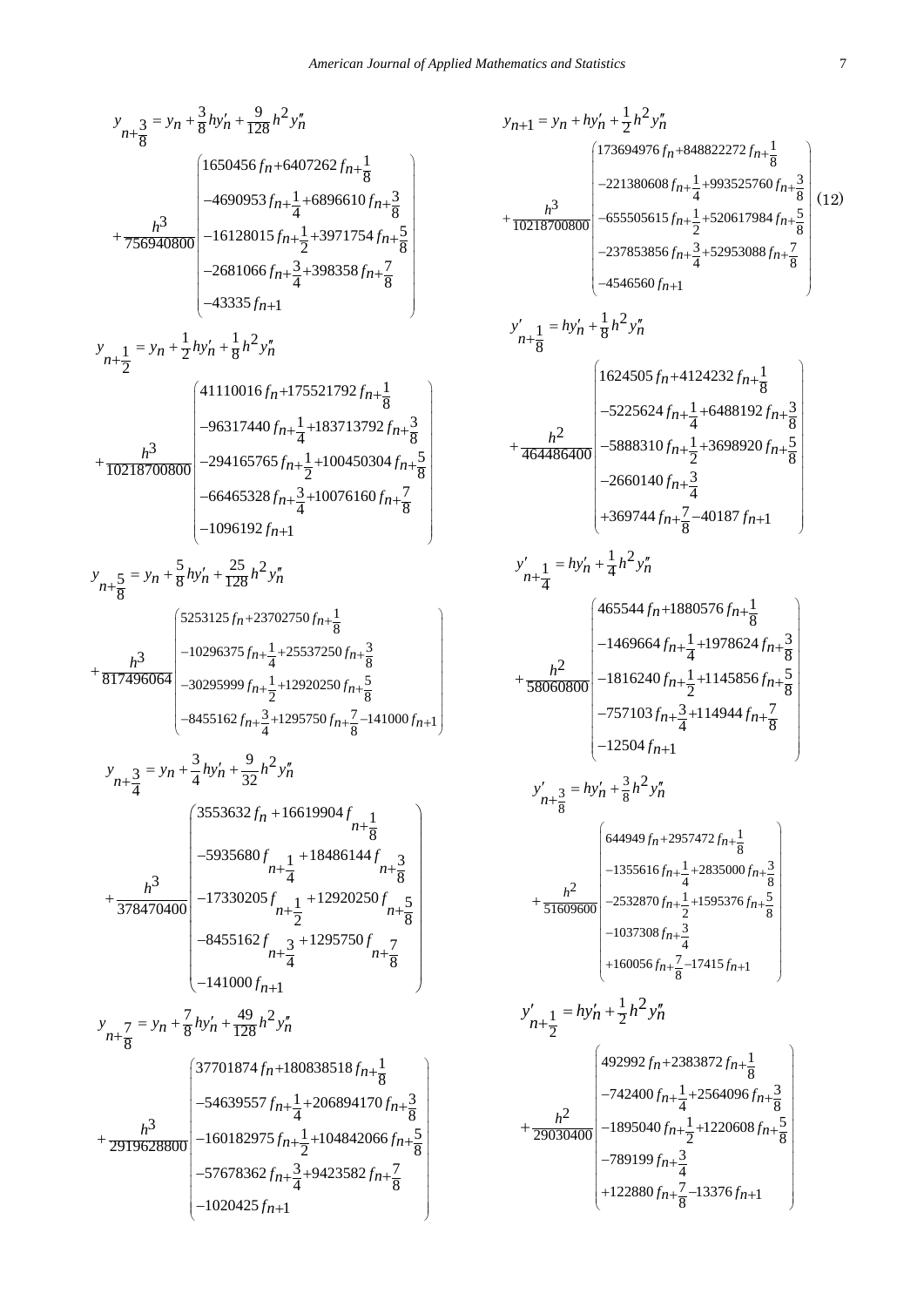$$y_{n+\frac{3}{8}} = y_n + \frac{3}{8}hy'_n + \frac{9}{128}h^2 y''_n + \frac{h^3}{756940800}\begin{pmatrix} 1650456 f_n + 6407262 f_{n+\frac{1}{8}} \\ -4690953 f_{n+\frac{1}{4}} + 6896610 f_{n+\frac{3}{8}} \\ -16128015 f_{n+\frac{1}{2}} + 3971754 f_{n+\frac{5}{8}} \\ -2681066 f_{n+\frac{3}{4}} + 398358 f_{n+\frac{7}{8}} \\ -43335 f_{n+1} \end{pmatrix}$$

$$y_{n+\frac{1}{2}} = y_n + \frac{1}{2}hy'_n + \frac{1}{8}h^2 y''_n + \frac{h^3}{10218700800}\begin{pmatrix} 41110016 f_n + 175521792 f_{n+\frac{1}{8}} \\ -96317440 f_{n+\frac{1}{4}} + 183713792 f_{n+\frac{3}{8}} \\ -294165765 f_{n+\frac{1}{2}} + 100450304 f_{n+\frac{5}{8}} \\ -66465328 f_{n+\frac{3}{4}} + 10076160 f_{n+\frac{7}{8}} \\ -1096192 f_{n+1} \end{pmatrix}$$

$$y_{n+\frac{5}{8}} = y_n + \frac{5}{8}hy'_n + \frac{25}{128}h^2 y''_n + \frac{h^3}{817496064}\begin{pmatrix} 5253125 f_n + 23702750 f_{n+\frac{1}{8}} \\ -10296375 f_{n+\frac{1}{4}} + 25537250 f_{n+\frac{3}{8}} \\ -30295999 f_{n+\frac{1}{2}} + 12920250 f_{n+\frac{5}{8}} \\ -8455162 f_{n+\frac{3}{4}} + 1295750 f_{n+\frac{7}{8}} - 141000 f_{n+1} \end{pmatrix}$$

$$y_{n+\frac{3}{4}} = y_n + \frac{3}{4}hy'_n + \frac{9}{32}h^2 y''_n + \frac{h^3}{378470400}\begin{pmatrix} 3553632 f_n + 16619904 f_{n+\frac{1}{8}} \\ -5935680 f_{n+\frac{1}{4}} + 18486144 f_{n+\frac{3}{8}} \\ -17330205 f_{n+\frac{1}{2}} + 12920250 f_{n+\frac{5}{8}} \\ -8455162 f_{n+\frac{3}{4}} + 1295750 f_{n+\frac{7}{8}} \\ -141000 f_{n+1} \end{pmatrix}$$

$$y_{n+\frac{7}{8}} = y_n + \frac{7}{8}hy'_n + \frac{49}{128}h^2 y''_n + \frac{h^3}{2919628800}\begin{pmatrix} 37701874 f_n + 180838518 f_{n+\frac{1}{8}} \\ -54639557 f_{n+\frac{1}{4}} + 206894170 f_{n+\frac{3}{8}} \\ -160182975 f_{n+\frac{1}{2}} + 104842066 f_{n+\frac{5}{8}} \\ -57678362 f_{n+\frac{3}{4}} + 9423582 f_{n+\frac{7}{8}} \\ -1020425 f_{n+1} \end{pmatrix}$$

$$y_{n+1} = y_n + hy'_n + \frac{1}{2}h^2 y''_n + \frac{h^3}{10218700800}\begin{pmatrix} 173694976 f_n + 848822272 f_{n+\frac{1}{8}} \\ -221380608 f_{n+\frac{1}{4}} + 993525760 f_{n+\frac{3}{8}} \\ -655505615 f_{n+\frac{1}{2}} + 520617984 f_{n+\frac{5}{8}} \\ -237853856 f_{n+\frac{3}{4}} + 52953088 f_{n+\frac{7}{8}} \\ -4546560 f_{n+1} \end{pmatrix} \quad (12)$$

$$y'_{n+\frac{1}{8}} = hy'_n + \frac{1}{8}h^2 y''_n + \frac{h^2}{464486400}\begin{pmatrix} 1624505 f_n + 4124232 f_{n+\frac{1}{8}} \\ -5225624 f_{n+\frac{1}{4}} + 6488192 f_{n+\frac{3}{8}} \\ -5888310 f_{n+\frac{1}{2}} + 3698920 f_{n+\frac{5}{8}} \\ -2660140 f_{n+\frac{3}{4}} \\ +369744 f_{n+\frac{7}{8}} - 40187 f_{n+1} \end{pmatrix}$$

$$y'_{n+\frac{1}{4}} = hy'_n + \frac{1}{4}h^2 y''_n + \frac{h^2}{58060800}\begin{pmatrix} 465544 f_n + 1880576 f_{n+\frac{1}{8}} \\ -1469664 f_{n+\frac{1}{4}} + 1978624 f_{n+\frac{3}{8}} \\ -1816240 f_{n+\frac{1}{2}} + 1145856 f_{n+\frac{5}{8}} \\ -757103 f_{n+\frac{3}{4}} + 114944 f_{n+\frac{7}{8}} \\ -12504 f_{n+1} \end{pmatrix}$$

$$y'_{n+\frac{3}{8}} = hy'_n + \frac{3}{8}h^2 y''_n + \frac{h^2}{51609600}\begin{pmatrix} 644949 f_n + 2957472 f_{n+\frac{1}{8}} \\ -1355616 f_{n+\frac{1}{4}} + 2835000 f_{n+\frac{3}{8}} \\ -2532870 f_{n+\frac{1}{2}} + 1595376 f_{n+\frac{5}{8}} \\ -1037308 f_{n+\frac{3}{4}} \\ +160056 f_{n+\frac{7}{8}} - 17415 f_{n+1} \end{pmatrix}$$

$$y'_{n+\frac{1}{2}} = hy'_n + \frac{1}{2}h^2 y''_n + \frac{h^2}{29030400}\begin{pmatrix} 492992 f_n + 2383872 f_{n+\frac{1}{8}} \\ -742400 f_{n+\frac{1}{4}} + 2564096 f_{n+\frac{3}{8}} \\ -1895040 f_{n+\frac{1}{2}} + 1220608 f_{n+\frac{5}{8}} \\ -789199 f_{n+\frac{3}{4}} \\ +122880 f_{n+\frac{7}{8}} - 13376 f_{n+1} \end{pmatrix}$$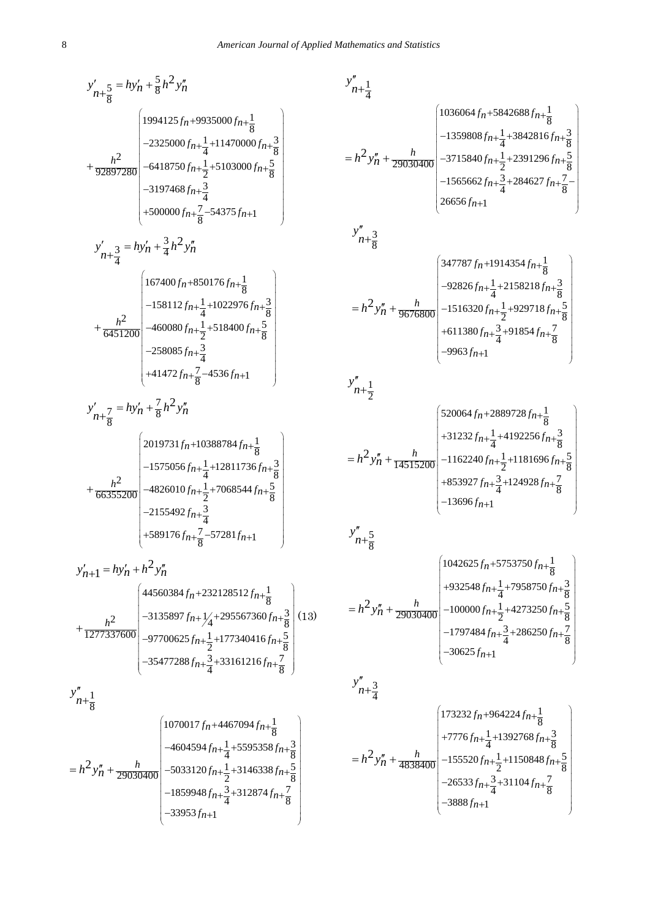$$y'_{n+\frac{5}{8}} = hy'_n + \frac{5}{8}h^2 y''_n + \frac{h^2}{92897280}\begin{pmatrix} 1994125 f_n + 9935000 f_{n+\frac{1}{8}} \\ -2325000 f_{n+\frac{1}{4}} + 11470000 f_{n+\frac{3}{8}} \\ -6418750 f_{n+\frac{1}{2}} + 5103000 f_{n+\frac{5}{8}} \\ -3197468 f_{n+\frac{3}{4}} \\ +500000 f_{n+\frac{7}{8}} - 54375 f_{n+1} \end{pmatrix}$$

$$y'_{n+\frac{3}{4}} = hy'_n + \frac{3}{4}h^2 y''_n + \frac{h^2}{6451200}\begin{pmatrix} 167400 f_n + 850176 f_{n+\frac{1}{8}} \\ -158112 f_{n+\frac{1}{4}} + 1022976 f_{n+\frac{3}{8}} \\ -460080 f_{n+\frac{1}{2}} + 518400 f_{n+\frac{5}{8}} \\ -258085 f_{n+\frac{3}{4}} \\ +41472 f_{n+\frac{7}{8}} - 4536 f_{n+1} \end{pmatrix}$$

$$y'_{n+\frac{7}{8}} = hy'_n + \frac{7}{8}h^2 y''_n + \frac{h^2}{66355200}\begin{pmatrix} 2019731 f_n + 10388784 f_{n+\frac{1}{8}} \\ -1575056 f_{n+\frac{1}{4}} + 12811736 f_{n+\frac{3}{8}} \\ -4826010 f_{n+\frac{1}{2}} + 7068544 f_{n+\frac{5}{8}} \\ -2155492 f_{n+\frac{3}{4}} \\ +589176 f_{n+\frac{7}{8}} - 57281 f_{n+1} \end{pmatrix}$$

$$y'_{n+1} = hy'_n + h^2 y''_n + \frac{h^2}{1277337600}\begin{pmatrix} 44560384 f_n + 232128512 f_{n+\frac{1}{8}} \\ -3135897 f_{n+1/4} + 295567360 f_{n+\frac{3}{8}} \\ -97700625 f_{n+\frac{1}{2}} + 177340416 f_{n+\frac{5}{8}} \\ -35477288 f_{n+\frac{3}{4}} + 33161216 f_{n+\frac{7}{8}} \end{pmatrix} \quad (13)$$

$$y''_{n+\frac{1}{8}} = h^2 y''_n + \frac{h}{29030400}\begin{pmatrix} 1070017 f_n + 4467094 f_{n+\frac{1}{8}} \\ -4604594 f_{n+\frac{1}{4}} + 5595358 f_{n+\frac{3}{8}} \\ -5033120 f_{n+\frac{1}{2}} + 3146338 f_{n+\frac{5}{8}} \\ -1859948 f_{n+\frac{3}{4}} + 312874 f_{n+\frac{7}{8}} \\ -33953 f_{n+1} \end{pmatrix}$$

$$y''_{n+\frac{1}{4}} = h^2 y''_n + \frac{h}{29030400}\begin{pmatrix} 1036064 f_n + 5842688 f_{n+\frac{1}{8}} \\ -1359808 f_{n+\frac{1}{4}} + 3842816 f_{n+\frac{3}{8}} \\ -3715840 f_{n+\frac{1}{2}} + 2391296 f_{n+\frac{5}{8}} \\ -1565662 f_{n+\frac{3}{4}} + 284627 f_{n+\frac{7}{8}} - \\ 26656 f_{n+1} \end{pmatrix}$$

$$y''_{n+\frac{3}{8}} = h^2 y''_n + \frac{h}{9676800}\begin{pmatrix} 347787 f_n + 1914354 f_{n+\frac{1}{8}} \\ -92826 f_{n+\frac{1}{4}} + 2158218 f_{n+\frac{3}{8}} \\ -1516320 f_{n+\frac{1}{2}} + 929718 f_{n+\frac{5}{8}} \\ +611380 f_{n+\frac{3}{4}} + 91854 f_{n+\frac{7}{8}} \\ -9963 f_{n+1} \end{pmatrix}$$

$$y''_{n+\frac{1}{2}} = h^2 y''_n + \frac{h}{14515200}\begin{pmatrix} 520064 f_n + 2889728 f_{n+\frac{1}{8}} \\ +31232 f_{n+\frac{1}{4}} + 4192256 f_{n+\frac{3}{8}} \\ -1162240 f_{n+\frac{1}{2}} + 1181696 f_{n+\frac{5}{8}} \\ +853927 f_{n+\frac{3}{4}} + 124928 f_{n+\frac{7}{8}} \\ -13696 f_{n+1} \end{pmatrix}$$

$$y''_{n+\frac{5}{8}} = h^2 y''_n + \frac{h}{29030400}\begin{pmatrix} 1042625 f_n + 5753750 f_{n+\frac{1}{8}} \\ +932548 f_{n+\frac{1}{4}} + 7958750 f_{n+\frac{3}{8}} \\ -100000 f_{n+\frac{1}{2}} + 4273250 f_{n+\frac{5}{8}} \\ -1797484 f_{n+\frac{3}{4}} + 286250 f_{n+\frac{7}{8}} \\ -30625 f_{n+1} \end{pmatrix}$$

$$y''_{n+\frac{3}{4}} = h^2 y''_n + \frac{h}{4838400}\begin{pmatrix} 173232 f_n + 964224 f_{n+\frac{1}{8}} \\ +7776 f_{n+\frac{1}{4}} + 1392768 f_{n+\frac{3}{8}} \\ -155520 f_{n+\frac{1}{2}} + 1150848 f_{n+\frac{5}{8}} \\ -26533 f_{n+\frac{3}{4}} + 31104 f_{n+\frac{7}{8}} \\ -3888 f_{n+1} \end{pmatrix}$$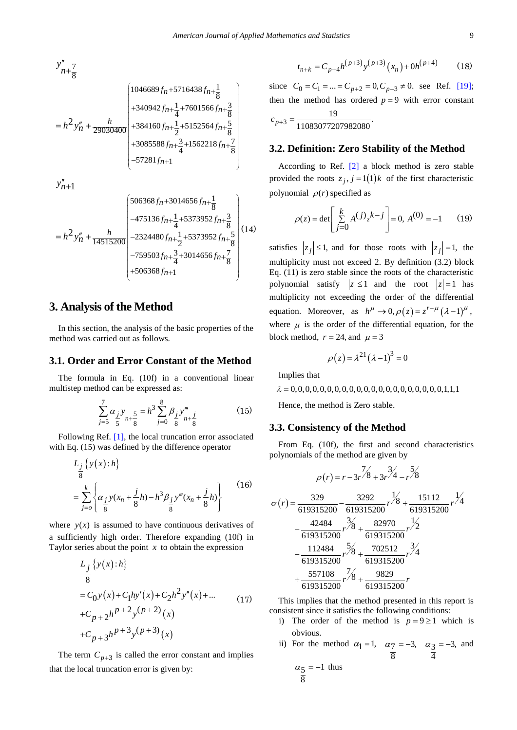$$y''_{n+\frac{7}{8}} = h^2 y''_n + \frac{h}{29030400}\left(\begin{array}{l} 1046689 f_n + 5716438 f_{n+\frac{1}{8}} \\ +340942 f_{n+\frac{1}{4}} + 7601566 f_{n+\frac{3}{8}} \\ +384160 f_{n+\frac{1}{2}} + 5152564 f_{n+\frac{5}{8}} \\ +3085588 f_{n+\frac{3}{4}} + 1562218 f_{n+\frac{7}{8}} \\ -57281 f_{n+1} \end{array}\right)$$

$$y''_{n+1} = h^2 y''_n + \frac{h}{14515200}\left(\begin{array}{l} 506368 f_n + 3014656 f_{n+\frac{1}{8}} \\ -475136 f_{n+\frac{1}{4}} + 5373952 f_{n+\frac{3}{8}} \\ -2324480 f_{n+\frac{1}{2}} + 5373952 f_{n+\frac{5}{8}} \\ -759503 f_{n+\frac{3}{4}} + 3014656 f_{n+\frac{7}{8}} \\ +506368 f_{n+1} \end{array}\right) \quad (14)$$

## 3. Analysis of the Method

In this section, the analysis of the basic properties of the method was carried out as follows.

### 3.1. Order and Error Constant of the Method

The formula in Eq. (10f) in a conventional linear multistep method can be expressed as:

$$\sum_{j=5}^{7} \alpha_{\frac{j}{5}} y_{n+\frac{5}{8}} = h^3 \sum_{j=0}^{8} \beta_{\frac{j}{8}} y'''_{n+\frac{j}{8}} \quad (15)$$

Following Ref. [1], the local truncation error associated with Eq. (15) was defined by the difference operator

$$L_{\frac{j}{8}}\{y(x):h\} = \sum_{j=o}^{k}\left\{\alpha_{\frac{j}{8}} y(x_n + \frac{j}{8}h) - h^3 \beta_{\frac{j}{8}} y'''(x_n + \frac{j}{8}h)\right\} \quad (16)$$

where $y(x)$ is assumed to have continuous derivatives of a sufficiently high order. Therefore expanding (10f) in Taylor series about the point $x$ to obtain the expression

$$\begin{aligned} L_{\frac{j}{8}}\{y(x):h\} &= C_0 y(x) + C_1 h y'(x) + C_2 h^2 y''(x) + \ldots \\ &+ C_{p+2} h^{p+2} y^{(p+2)}(x) \\ &+ C_{p+3} h^{p+3} y^{(p+3)}(x) \end{aligned} \quad (17)$$

The term $C_{p+3}$ is called the error constant and implies that the local truncation error is given by:

$$t_{n+k} = C_{p+4} h^{(p+3)} y^{(p+3)}(x_n) + 0h^{(p+4)} \quad (18)$$

since $C_0 = C_1 = \ldots = C_{p+2} = 0, C_{p+3} \neq 0.$ see Ref. [19]; then the method has ordered $p = 9$ with error constant $c_{p+3} = \frac{19}{11083077207982080}$.

### 3.2. Definition: Zero Stability of the Method

According to Ref. [2] a block method is zero stable provided the roots $z_j, j = 1(1)k$ of the first characteristic polynomial $\rho(r)$ specified as

$$\rho(z) = \det\left[\sum_{j=0}^{k} A^{(j)} {}_z{}^{k-j}\right] = 0,\ A^{(0)} = -1 \quad (19)$$

satisfies $|z_j| \leq 1$, and for those roots with $|z_j| = 1$, the multiplicity must not exceed 2. By definition (3.2) block Eq. (11) is zero stable since the roots of the characteristic polynomial satisfy $|z| \leq 1$ and the root $|z| = 1$ has multiplicity not exceeding the order of the differential equation. Moreover, as $h^\mu \to 0, \rho(z) = z^{r-\mu}(\lambda - 1)^\mu$, where $\mu$ is the order of the differential equation, for the block method, $r = 24$, and $\mu = 3$

$$\rho(z) = \lambda^{21}(\lambda - 1)^3 = 0$$

Implies that

$\lambda = 0,0,0,0,0,0,0,0,0,0,0,0,0,0,0,0,0,0,0,0,0,1,1,1$

Hence, the method is Zero stable.

### 3.3. Consistency of the Method

From Eq. (10f), the first and second characteristics polynomials of the method are given by

$$\rho(r) = r - 3r^{7/8} + 3r^{3/4} - r^{5/8}$$

$$\begin{aligned} \sigma(r) = &\frac{329}{619315200} - \frac{3292}{619315200} r^{1/8} + \frac{15112}{619315200} r^{1/4} \\ &- \frac{42484}{619315200} r^{3/8} + \frac{82970}{619315200} r^{1/2} \\ &- \frac{112484}{619315200} r^{5/8} + \frac{702512}{619315200} r^{3/4} \\ &+ \frac{557108}{619315200} r^{7/8} + \frac{9829}{619315200} r \end{aligned}$$

This implies that the method presented in this report is consistent since it satisfies the following conditions:

i) The order of the method is $p = 9 \geq 1$ which is obvious.

ii) For the method $\alpha_1 = 1$, $\alpha_{\frac{7}{8}} = -3$, $\alpha_{\frac{3}{4}} = -3$, and $\alpha_{\frac{5}{8}} = -1$ thus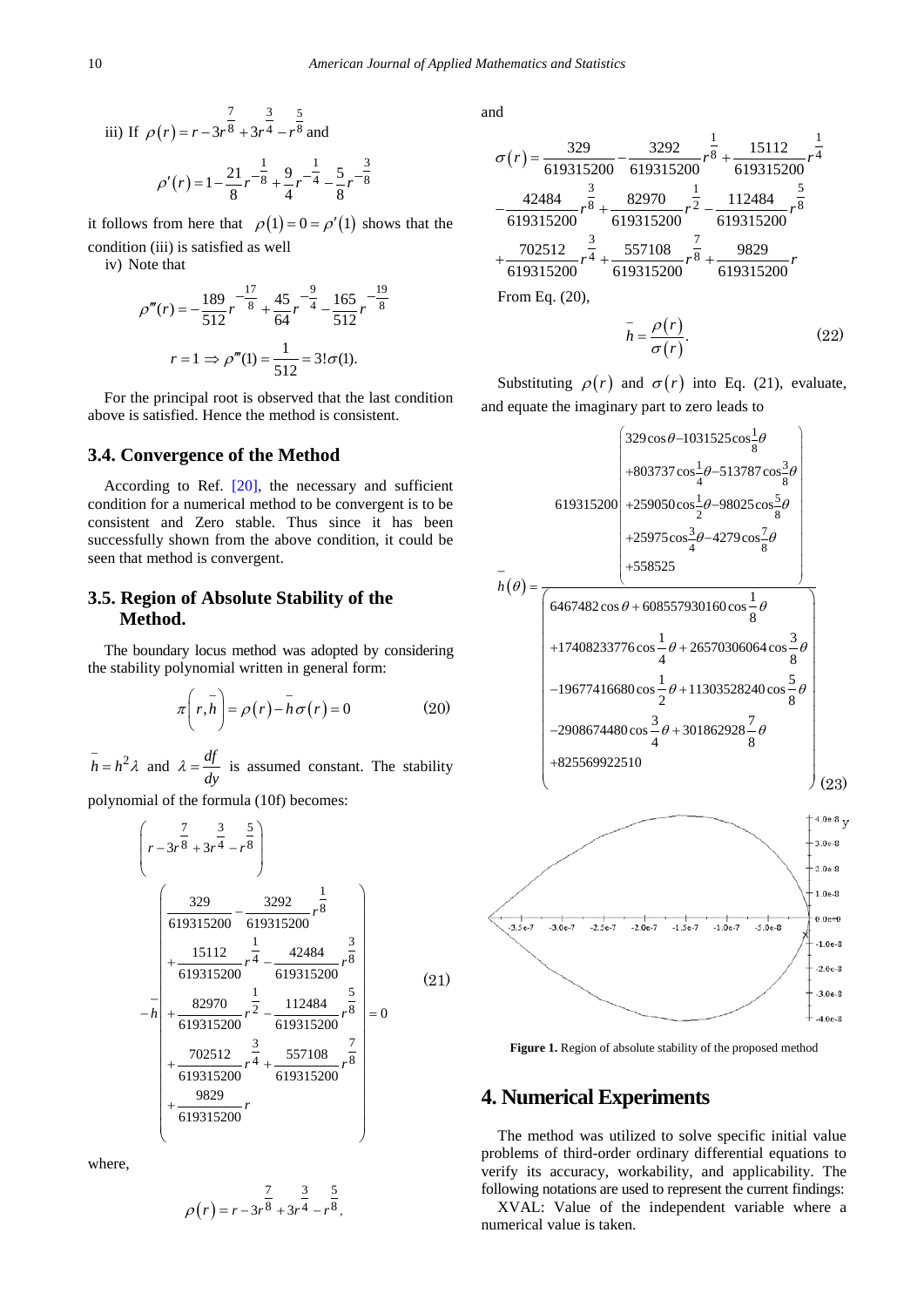iii) If $\rho(r) = r - 3r^{\frac{7}{8}} + 3r^{\frac{3}{4}} - r^{\frac{5}{8}}$ and

$$\rho'(r) = 1 - \frac{21}{8}r^{-\frac{1}{8}} + \frac{9}{4}r^{-\frac{1}{4}} - \frac{5}{8}r^{-\frac{3}{8}}$$

it follows from here that $\rho(1) = 0 = \rho'(1)$ shows that the condition (iii) is satisfied as well

iv) Note that

$$\rho'''(r) = -\frac{189}{512}r^{-\frac{17}{8}} + \frac{45}{64}r^{-\frac{9}{4}} - \frac{165}{512}r^{-\frac{19}{8}}$$

$$r = 1 \Rightarrow \rho'''(1) = \frac{1}{512} = 3!\sigma(1).$$

For the principal root is observed that the last condition above is satisfied. Hence the method is consistent.

### 3.4. Convergence of the Method

According to Ref. [20], the necessary and sufficient condition for a numerical method to be convergent is to be consistent and Zero stable. Thus since it has been successfully shown from the above condition, it could be seen that method is convergent.

### 3.5. Region of Absolute Stability of the Method.

The boundary locus method was adopted by considering the stability polynomial written in general form:

$$\pi\left(r,\bar{h}\right) = \rho(r) - \bar{h}\sigma(r) = 0 \tag{20}$$

$\bar{h} = h^2\lambda$ and $\lambda = \dfrac{df}{dy}$ is assumed constant. The stability polynomial of the formula (10f) becomes:

$$\left(r - 3r^{\frac{7}{8}} + 3r^{\frac{3}{4}} - r^{\frac{5}{8}}\right) - \bar{h}\left(\begin{array}{l} \frac{329}{619315200} - \frac{3292}{619315200}r^{\frac{1}{8}} \\ + \frac{15112}{619315200}r^{\frac{1}{4}} - \frac{42484}{619315200}r^{\frac{3}{8}} \\ + \frac{82970}{619315200}r^{\frac{1}{2}} - \frac{112484}{619315200}r^{\frac{5}{8}} \\ + \frac{702512}{619315200}r^{\frac{3}{4}} + \frac{557108}{619315200}r^{\frac{7}{8}} \\ + \frac{9829}{619315200}r \end{array}\right) = 0 \tag{21}$$

where,

$$\rho(r) = r - 3r^{\frac{7}{8}} + 3r^{\frac{3}{4}} - r^{\frac{5}{8}},$$

and

$$\begin{aligned}\sigma(r) = &\frac{329}{619315200} - \frac{3292}{619315200}r^{\frac{1}{8}} + \frac{15112}{619315200}r^{\frac{1}{4}} \\ &- \frac{42484}{619315200}r^{\frac{3}{8}} + \frac{82970}{619315200}r^{\frac{1}{2}} - \frac{112484}{619315200}r^{\frac{5}{8}} \\ &+ \frac{702512}{619315200}r^{\frac{3}{4}} + \frac{557108}{619315200}r^{\frac{7}{8}} + \frac{9829}{619315200}r\end{aligned}$$

From Eq. (20),

$$\bar{h} = \frac{\rho(r)}{\sigma(r)}. \tag{22}$$

Substituting $\rho(r)$ and $\sigma(r)$ into Eq. (21), evaluate, and equate the imaginary part to zero leads to

$$\bar{h}(\theta) = \frac{619315200\left(\begin{array}{l} 329\cos\theta - 1031525\cos\frac{1}{8}\theta \\ +803737\cos\frac{1}{4}\theta - 513787\cos\frac{3}{8}\theta \\ +259050\cos\frac{1}{2}\theta - 98025\cos\frac{5}{8}\theta \\ +25975\cos\frac{3}{4}\theta - 4279\cos\frac{7}{8}\theta \\ +558525 \end{array}\right)}{\left(\begin{array}{l} 6467482\cos\theta + 608557930160\cos\frac{1}{8}\theta \\ +17408233776\cos\frac{1}{4}\theta + 26570306064\cos\frac{3}{8}\theta \\ -19677416680\cos\frac{1}{2}\theta + 11303528240\cos\frac{5}{8}\theta \\ -2908674480\cos\frac{3}{4}\theta + 301862928\frac{7}{8}\theta \\ +825569922510 \end{array}\right)} \tag{23}$$

**Figure 1.** Region of absolute stability of the proposed method

## 4. Numerical Experiments

The method was utilized to solve specific initial value problems of third-order ordinary differential equations to verify its accuracy, workability, and applicability. The following notations are used to represent the current findings:

XVAL: Value of the independent variable where a numerical value is taken.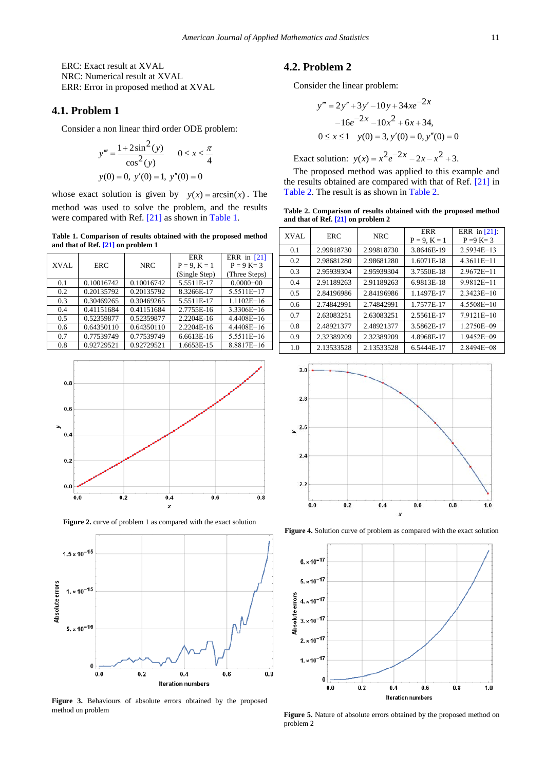ERC: Exact result at XVAL
NRC: Numerical result at XVAL
ERR: Error in proposed method at XVAL

### 4.1. Problem 1

Consider a non linear third order ODE problem:

$$y''' = \frac{1+2\sin^2(y)}{\cos^2(y)} \qquad 0 \le x \le \frac{\pi}{4}$$

$$y(0)=0,\ y'(0)=1,\ y''(0)=0$$

whose exact solution is given by $y(x)=\arcsin(x)$. The method was used to solve the problem, and the results were compared with Ref. [21] as shown in Table 1.

**Table 1. Comparison of results obtained with the proposed method and that of Ref. [21] on problem 1**

| XVAL | ERC | NRC | ERR P = 9, K = 1 (Single Step) | ERR in [21] P = 9 K= 3 (Three Steps) |
|---|---|---|---|---|
| 0.1 | 0.10016742 | 0.10016742 | 5.5511E-17 | 0.0000+00 |
| 0.2 | 0.20135792 | 0.20135792 | 8.3266E-17 | 5.5511E−17 |
| 0.3 | 0.30469265 | 0.30469265 | 5.5511E-17 | 1.1102E−16 |
| 0.4 | 0.41151684 | 0.41151684 | 2.7755E-16 | 3.3306E−16 |
| 0.5 | 0.52359877 | 0.52359877 | 2.2204E-16 | 4.4408E−16 |
| 0.6 | 0.64350110 | 0.64350110 | 2.2204E-16 | 4.4408E−16 |
| 0.7 | 0.77539749 | 0.77539749 | 6.6613E-16 | 5.5511E−16 |
| 0.8 | 0.92729521 | 0.92729521 | 1.6653E-15 | 8.8817E−16 |

**Figure 2.** curve of problem 1 as compared with the exact solution

**Figure 3.** Behaviours of absolute errors obtained by the proposed method on problem

### 4.2. Problem 2

Consider the linear problem:

$$y''' = 2y'' + 3y' - 10y + 34xe^{-2x}$$
$$-16e^{-2x} - 10x^2 + 6x + 34,$$
$$0 \le x \le 1 \quad y(0)=3, y'(0)=0, y''(0)=0$$

Exact solution: $y(x) = x^2 e^{-2x} - 2x - x^2 + 3.$

The proposed method was applied to this example and the results obtained are compared with that of Ref. [21] in Table 2. The result is as shown in Table 2.

**Table 2. Comparison of results obtained with the proposed method and that of Ref. [21] on problem 2**

| XVAL | ERC | NRC | ERR P = 9, K = 1 | ERR in [21]: P =9 K= 3 |
|---|---|---|---|---|
| 0.1 | 2.99818730 | 2.99818730 | 3.8646E-19 | 2.5934E−13 |
| 0.2 | 2.98681280 | 2.98681280 | 1.6071E-18 | 4.3611E−11 |
| 0.3 | 2.95939304 | 2.95939304 | 3.7550E-18 | 2.9672E−11 |
| 0.4 | 2.91189263 | 2.91189263 | 6.9813E-18 | 9.9812E−11 |
| 0.5 | 2.84196986 | 2.84196986 | 1.1497E-17 | 2.3423E−10 |
| 0.6 | 2.74842991 | 2.74842991 | 1.7577E-17 | 4.5508E−10 |
| 0.7 | 2.63083251 | 2.63083251 | 2.5561E-17 | 7.9121E−10 |
| 0.8 | 2.48921377 | 2.48921377 | 3.5862E-17 | 1.2750E−09 |
| 0.9 | 2.32389209 | 2.32389209 | 4.8968E-17 | 1.9452E−09 |
| 1.0 | 2.13533528 | 2.13533528 | 6.5444E-17 | 2.8494E−08 |

**Figure 4.** Solution curve of problem as compared with the exact solution

**Figure 5.** Nature of absolute errors obtained by the proposed method on problem 2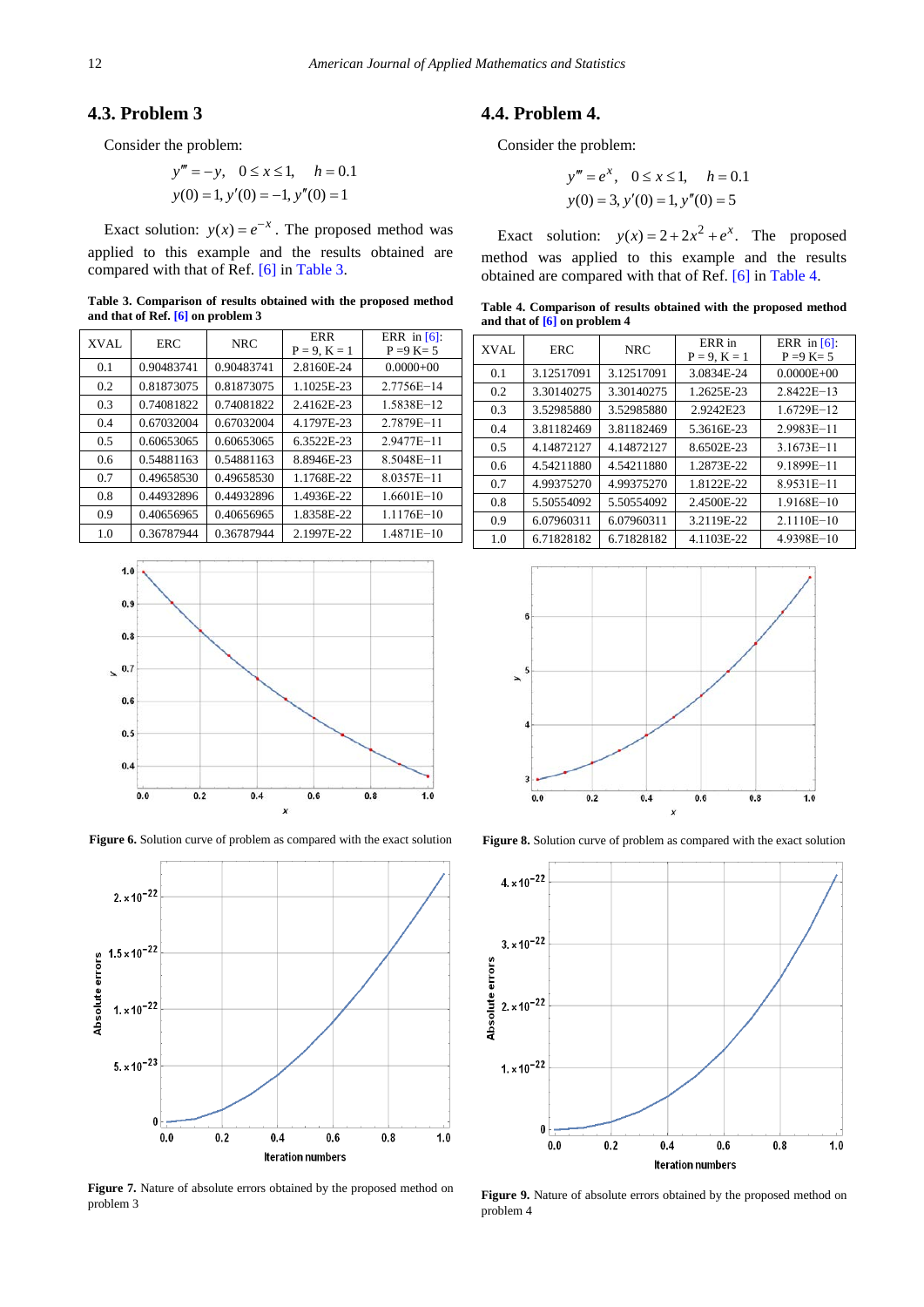### 4.3. Problem 3

Consider the problem:

$$y''' = -y, \quad 0 \le x \le 1, \quad h = 0.1$$
$$y(0) = 1, y'(0) = -1, y''(0) = 1$$

Exact solution: $y(x) = e^{-x}$. The proposed method was applied to this example and the results obtained are compared with that of Ref. [6] in Table 3.

**Table 3. Comparison of results obtained with the proposed method and that of Ref. [6] on problem 3**

| XVAL | ERC | NRC | ERR P = 9, K = 1 | ERR in [6]: P =9 K= 5 |
|---|---|---|---|---|
| 0.1 | 0.90483741 | 0.90483741 | 2.8160E-24 | 0.0000+00 |
| 0.2 | 0.81873075 | 0.81873075 | 1.1025E-23 | 2.7756E−14 |
| 0.3 | 0.74081822 | 0.74081822 | 2.4162E-23 | 1.5838E−12 |
| 0.4 | 0.67032004 | 0.67032004 | 4.1797E-23 | 2.7879E−11 |
| 0.5 | 0.60653065 | 0.60653065 | 6.3522E-23 | 2.9477E−11 |
| 0.6 | 0.54881163 | 0.54881163 | 8.8946E-23 | 8.5048E−11 |
| 0.7 | 0.49658530 | 0.49658530 | 1.1768E-22 | 8.0357E−11 |
| 0.8 | 0.44932896 | 0.44932896 | 1.4936E-22 | 1.6601E−10 |
| 0.9 | 0.40656965 | 0.40656965 | 1.8358E-22 | 1.1176E−10 |
| 1.0 | 0.36787944 | 0.36787944 | 2.1997E-22 | 1.4871E−10 |

**Figure 6.** Solution curve of problem as compared with the exact solution

**Figure 7.** Nature of absolute errors obtained by the proposed method on problem 3

### 4.4. Problem 4.

Consider the problem:

$$y''' = e^{x}, \quad 0 \le x \le 1, \quad h = 0.1$$
$$y(0) = 3, y'(0) = 1, y''(0) = 5$$

Exact solution: $y(x) = 2 + 2x^2 + e^x$. The proposed method was applied to this example and the results obtained are compared with that of Ref. [6] in Table 4.

**Table 4. Comparison of results obtained with the proposed method and that of [6] on problem 4**

| XVAL | ERC | NRC | ERR in P = 9, K = 1 | ERR in [6]: P =9 K= 5 |
|---|---|---|---|---|
| 0.1 | 3.12517091 | 3.12517091 | 3.0834E-24 | 0.0000E+00 |
| 0.2 | 3.30140275 | 3.30140275 | 1.2625E-23 | 2.8422E−13 |
| 0.3 | 3.52985880 | 3.52985880 | 2.9242E23 | 1.6729E−12 |
| 0.4 | 3.81182469 | 3.81182469 | 5.3616E-23 | 2.9983E−11 |
| 0.5 | 4.14872127 | 4.14872127 | 8.6502E-23 | 3.1673E−11 |
| 0.6 | 4.54211880 | 4.54211880 | 1.2873E-22 | 9.1899E−11 |
| 0.7 | 4.99375270 | 4.99375270 | 1.8122E-22 | 8.9531E−11 |
| 0.8 | 5.50554092 | 5.50554092 | 2.4500E-22 | 1.9168E−10 |
| 0.9 | 6.07960311 | 6.07960311 | 3.2119E-22 | 2.1110E−10 |
| 1.0 | 6.71828182 | 6.71828182 | 4.1103E-22 | 4.9398E−10 |

**Figure 8.** Solution curve of problem as compared with the exact solution

**Figure 9.** Nature of absolute errors obtained by the proposed method on problem 4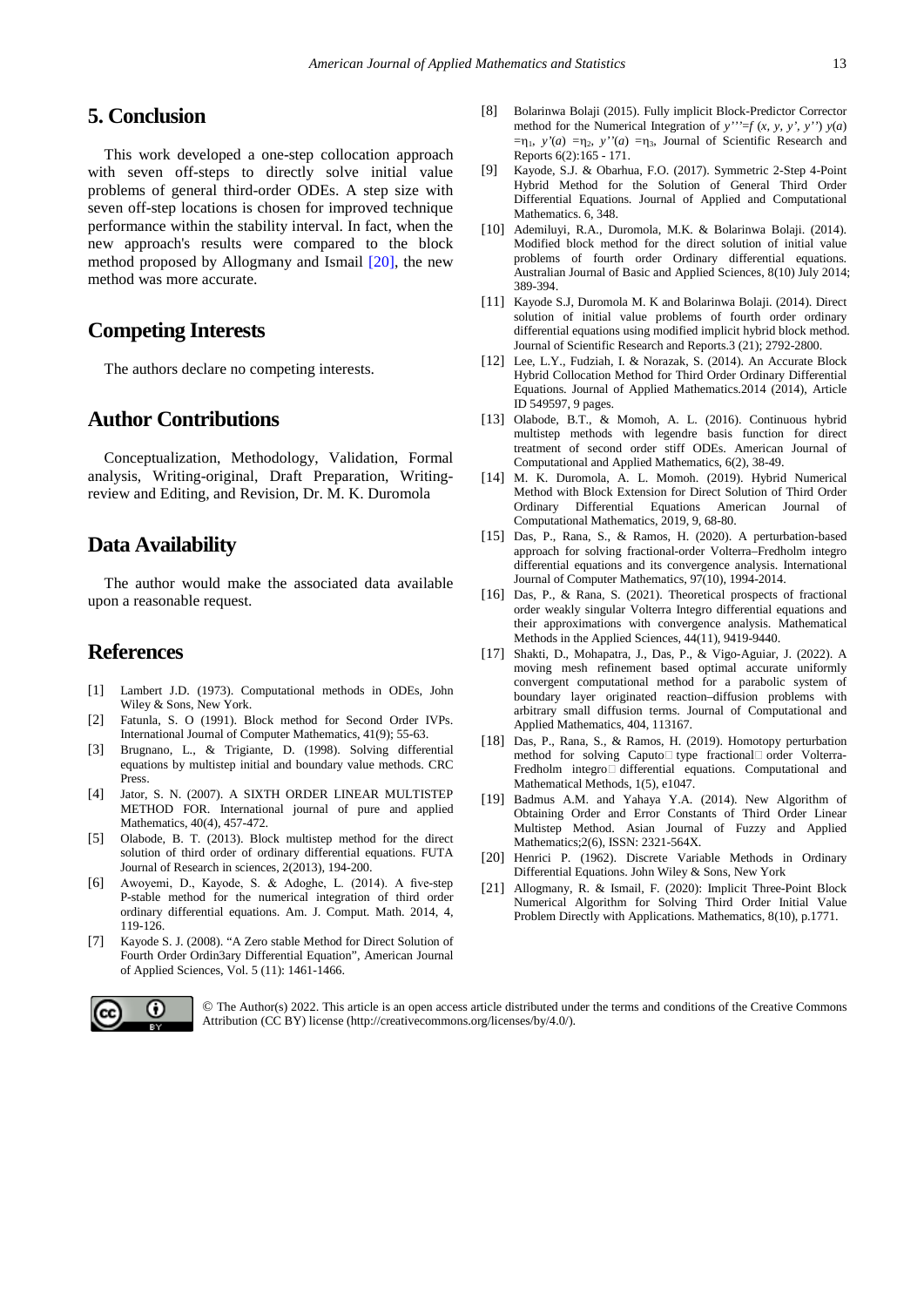## 5. Conclusion

This work developed a one-step collocation approach with seven off-steps to directly solve initial value problems of general third-order ODEs. A step size with seven off-step locations is chosen for improved technique performance within the stability interval. In fact, when the new approach's results were compared to the block method proposed by Allogmany and Ismail [20], the new method was more accurate.

## Competing Interests

The authors declare no competing interests.

## Author Contributions

Conceptualization, Methodology, Validation, Formal analysis, Writing-original, Draft Preparation, Writing-review and Editing, and Revision, Dr. M. K. Duromola

## Data Availability

The author would make the associated data available upon a reasonable request.

## References

[1] Lambert J.D. (1973). Computational methods in ODEs, John Wiley & Sons, New York.

[2] Fatunla, S. O (1991). Block method for Second Order IVPs. International Journal of Computer Mathematics, 41(9); 55-63.

[3] Brugnano, L., & Trigiante, D. (1998). Solving differential equations by multistep initial and boundary value methods. CRC Press.

[4] Jator, S. N. (2007). A SIXTH ORDER LINEAR MULTISTEP METHOD FOR. International journal of pure and applied Mathematics, 40(4), 457-472.

[5] Olabode, B. T. (2013). Block multistep method for the direct solution of third order of ordinary differential equations. FUTA Journal of Research in sciences, 2(2013), 194-200.

[6] Awoyemi, D., Kayode, S. & Adoghe, L. (2014). A five-step P-stable method for the numerical integration of third order ordinary differential equations. Am. J. Comput. Math. 2014, 4, 119-126.

[7] Kayode S. J. (2008). "A Zero stable Method for Direct Solution of Fourth Order Ordin3ary Differential Equation", American Journal of Applied Sciences, Vol. 5 (11): 1461-1466.

[8] Bolarinwa Bolaji (2015). Fully implicit Block-Predictor Corrector method for the Numerical Integration of $y'''=f(x, y, y', y'')$ $y(a)=\eta_1$, $y'(a)=\eta_2$, $y''(a)=\eta_3$, Journal of Scientific Research and Reports 6(2):165 - 171.

[9] Kayode, S.J. & Obarhua, F.O. (2017). Symmetric 2-Step 4-Point Hybrid Method for the Solution of General Third Order Differential Equations. Journal of Applied and Computational Mathematics. 6, 348.

[10] Ademiluyi, R.A., Duromola, M.K. & Bolarinwa Bolaji. (2014). Modified block method for the direct solution of initial value problems of fourth order Ordinary differential equations. Australian Journal of Basic and Applied Sciences, 8(10) July 2014; 389-394.

[11] Kayode S.J, Duromola M. K and Bolarinwa Bolaji. (2014). Direct solution of initial value problems of fourth order ordinary differential equations using modified implicit hybrid block method. Journal of Scientific Research and Reports.3 (21); 2792-2800.

[12] Lee, L.Y., Fudziah, I. & Norazak, S. (2014). An Accurate Block Hybrid Collocation Method for Third Order Ordinary Differential Equations. Journal of Applied Mathematics.2014 (2014), Article ID 549597, 9 pages.

[13] Olabode, B.T., & Momoh, A. L. (2016). Continuous hybrid multistep methods with legendre basis function for direct treatment of second order stiff ODEs. American Journal of Computational and Applied Mathematics, 6(2), 38-49.

[14] M. K. Duromola, A. L. Momoh. (2019). Hybrid Numerical Method with Block Extension for Direct Solution of Third Order Ordinary Differential Equations American Journal of Computational Mathematics, 2019, 9, 68-80.

[15] Das, P., Rana, S., & Ramos, H. (2020). A perturbation-based approach for solving fractional-order Volterra–Fredholm integro differential equations and its convergence analysis. International Journal of Computer Mathematics, 97(10), 1994-2014.

[16] Das, P., & Rana, S. (2021). Theoretical prospects of fractional order weakly singular Volterra Integro differential equations and their approximations with convergence analysis. Mathematical Methods in the Applied Sciences, 44(11), 9419-9440.

[17] Shakti, D., Mohapatra, J., Das, P., & Vigo-Aguiar, J. (2022). A moving mesh refinement based optimal accurate uniformly convergent computational method for a parabolic system of boundary layer originated reaction–diffusion problems with arbitrary small diffusion terms. Journal of Computational and Applied Mathematics, 404, 113167.

[18] Das, P., Rana, S., & Ramos, H. (2019). Homotopy perturbation method for solving Caputo□ type fractional□ order Volterra-Fredholm integro□ differential equations. Computational and Mathematical Methods, 1(5), e1047.

[19] Badmus A.M. and Yahaya Y.A. (2014). New Algorithm of Obtaining Order and Error Constants of Third Order Linear Multistep Method. Asian Journal of Fuzzy and Applied Mathematics;2(6), ISSN: 2321-564X.

[20] Henrici P. (1962). Discrete Variable Methods in Ordinary Differential Equations. John Wiley & Sons, New York

[21] Allogmany, R. & Ismail, F. (2020): Implicit Three-Point Block Numerical Algorithm for Solving Third Order Initial Value Problem Directly with Applications. Mathematics, 8(10), p.1771.

© The Author(s) 2022. This article is an open access article distributed under the terms and conditions of the Creative Commons Attribution (CC BY) license (http://creativecommons.org/licenses/by/4.0/).